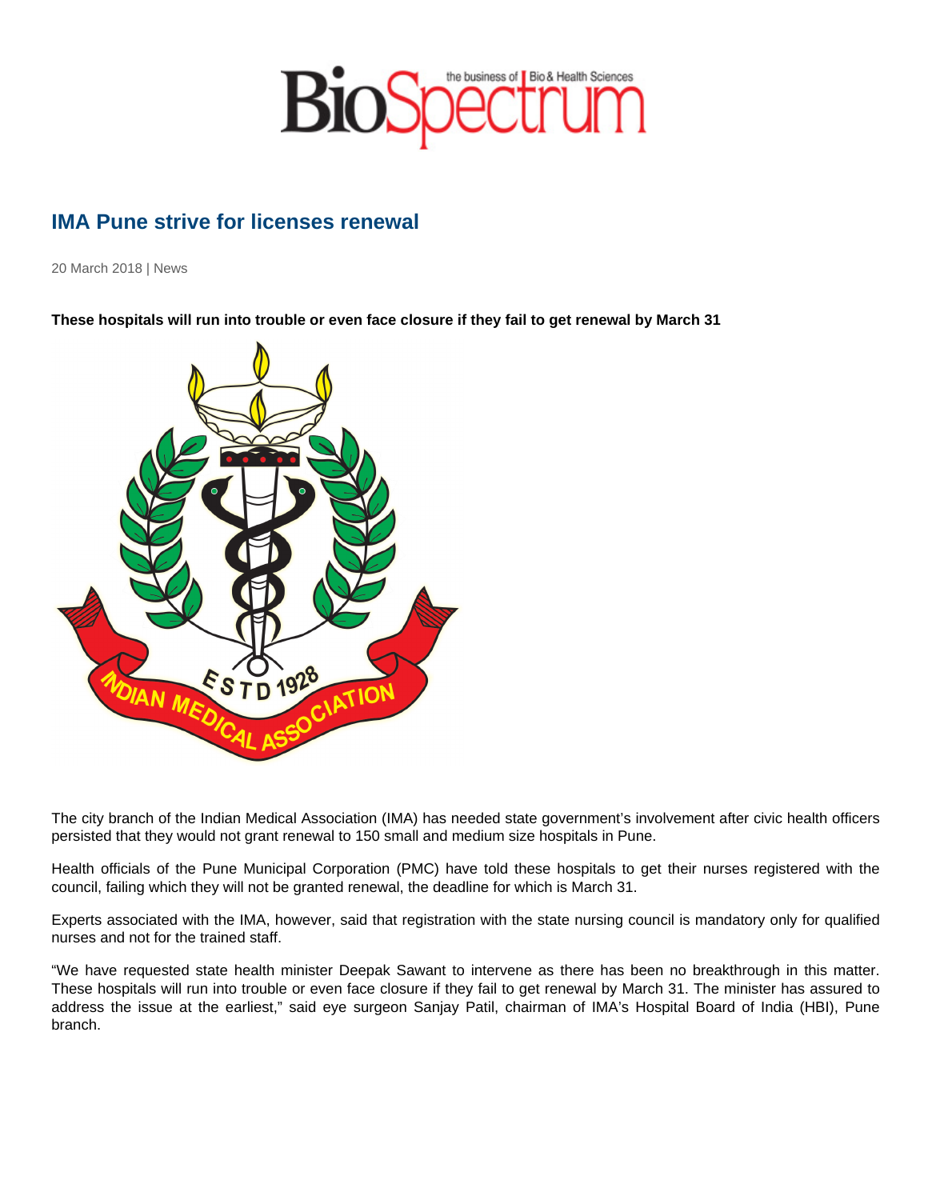# IMA Pune strive for licenses renewal

20 March 2018 | News

**These hospitals will run into trouble or even face closure if they fail to get renewal by March 31**

The city branch of the Indian Medical Association (IMA) has needed state government's involvement after civic health officers persisted that they would not grant renewal to 150 small and medium size hospitals in Pune.

Health officials of the Pune Municipal Corporation (PMC) have told these hospitals to get their nurses registered with the council, failing which they will not be granted renewal, the deadline for which is March 31.

Experts associated with the IMA, however, said that registration with the state nursing council is mandatory only for qualified nurses and not for the trained staff.

"We have requested state health minister Deepak Sawant to intervene as there has been no breakthrough in this matter. These hospitals will run into trouble or even face closure if they fail to get renewal by March 31. The minister has assured to address the issue at the earliest," said eye surgeon Sanjay Patil, chairman of IMA's Hospital Board of India (HBI), Pune branch.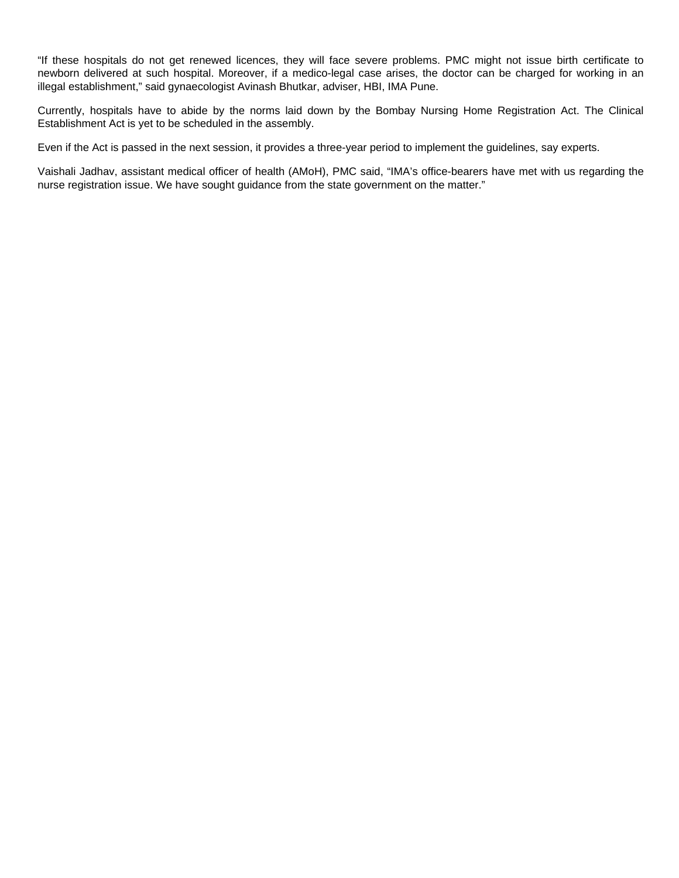"If these hospitals do not get renewed licences, they will face severe problems. PMC might not issue birth certificate to newborn delivered at such hospital. Moreover, if a medico-legal case arises, the doctor can be charged for working in an illegal establishment," said gynaecologist Avinash Bhutkar, adviser, HBI, IMA Pune.

Currently, hospitals have to abide by the norms laid down by the Bombay Nursing Home Registration Act. The Clinical Establishment Act is yet to be scheduled in the assembly.

Even if the Act is passed in the next session, it provides a three-year period to implement the guidelines, say experts.

Vaishali Jadhav, assistant medical officer of health (AMoH), PMC said, "IMA's office-bearers have met with us regarding the nurse registration issue. We have sought guidance from the state government on the matter."